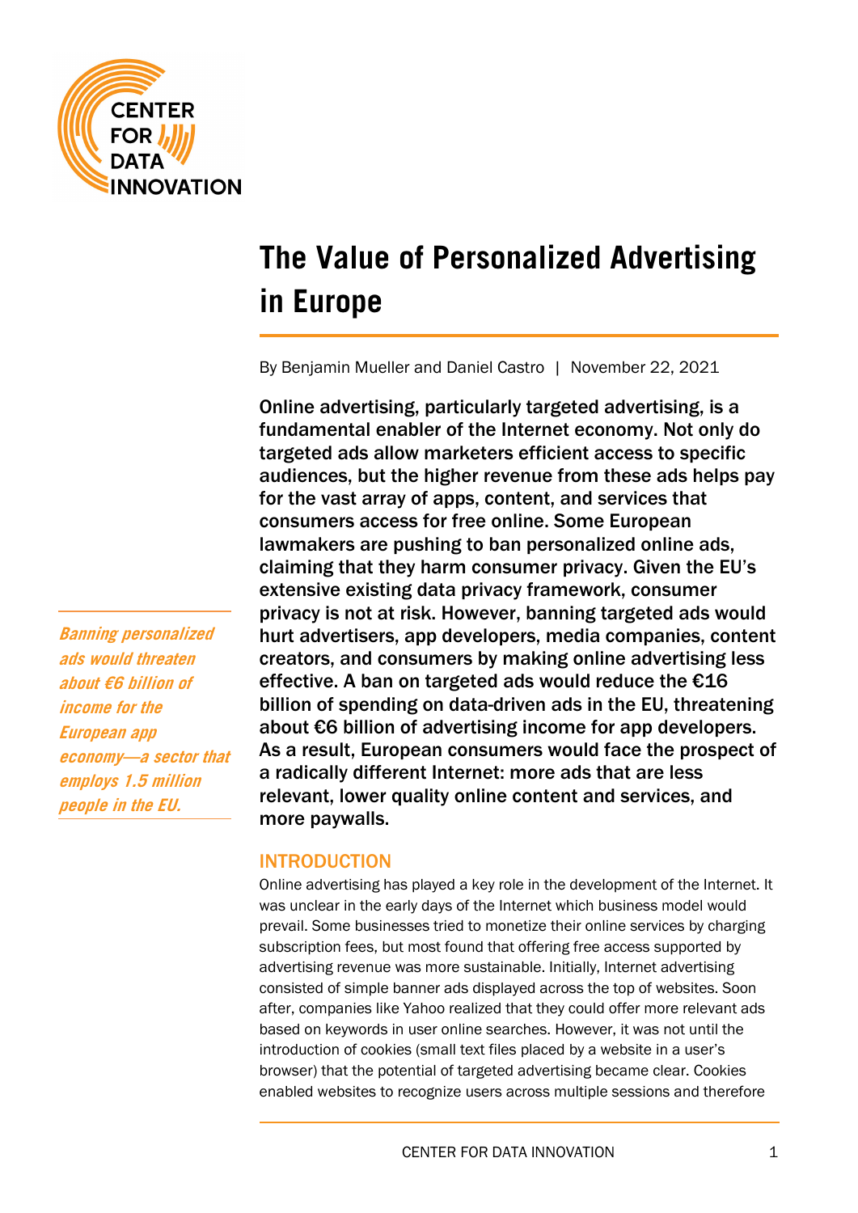# The Value of Personalized Advertising in Europe

By Benjamin Mueller and Daniel Castro | November 22, 2021

**Online advertising, particularly targeted advertising, is a fundamental enabler of the Internet economy. Not only do targeted ads allow marketers efficient access to specific audiences, but the higher revenue from these ads helps pay for the vast array of apps, content, and services that consumers access for free online. Some European lawmakers are pushing to ban personalized online ads, claiming that they harm consumer privacy. Given the EU's extensive existing data privacy framework, consumer privacy is not at risk. However, banning targeted ads would hurt advertisers, app developers, media companies, content creators, and consumers by making online advertising less effective. A ban on targeted ads would reduce the €16 billion of spending on data-driven ads in the EU, threatening about €6 billion of advertising income for app developers. As a result, European consumers would face the prospect of a radically different Internet: more ads that are less relevant, lower quality online content and services, and more paywalls.**

*Banning personalized ads would threaten about €6 billion of income for the European app economy—a sector that employs 1.5 million people in the EU.*

## INTRODUCTION

Online advertising has played a key role in the development of the Internet. It was unclear in the early days of the Internet which business model would prevail. Some businesses tried to monetize their online services by charging subscription fees, but most found that offering free access supported by advertising revenue was more sustainable. Initially, Internet advertising consisted of simple banner ads displayed across the top of websites. Soon after, companies like Yahoo realized that they could offer more relevant ads based on keywords in user online searches. However, it was not until the introduction of cookies (small text files placed by a website in a user's browser) that the potential of targeted advertising became clear. Cookies enabled websites to recognize users across multiple sessions and therefore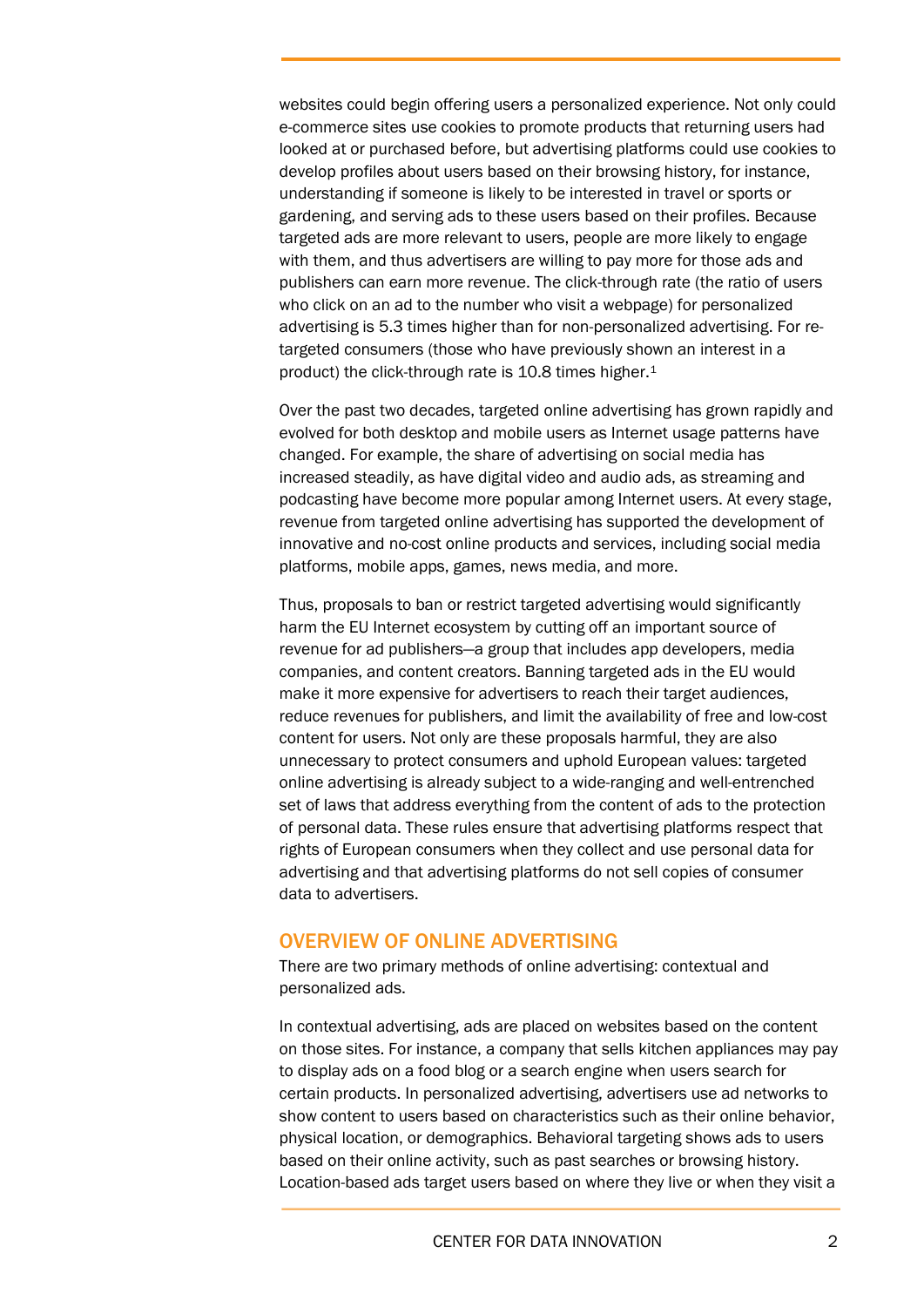websites could begin offering users a personalized experience. Not only could e-commerce sites use cookies to promote products that returning users had looked at or purchased before, but advertising platforms could use cookies to develop profiles about users based on their browsing history, for instance, understanding if someone is likely to be interested in travel or sports or gardening, and serving ads to these users based on their profiles. Because targeted ads are more relevant to users, people are more likely to engage with them, and thus advertisers are willing to pay more for those ads and publishers can earn more revenue. The click-through rate (the ratio of users who click on an ad to the number who visit a webpage) for personalized advertising is 5.3 times higher than for non-personalized advertising. For re-targeted consumers (those who have previously shown an interest in a product) the click-through rate is 10.8 times higher.[1]

Over the past two decades, targeted online advertising has grown rapidly and evolved for both desktop and mobile users as Internet usage patterns have changed. For example, the share of advertising on social media has increased steadily, as have digital video and audio ads, as streaming and podcasting have become more popular among Internet users. At every stage, revenue from targeted online advertising has supported the development of innovative and no-cost online products and services, including social media platforms, mobile apps, games, news media, and more.

Thus, proposals to ban or restrict targeted advertising would significantly harm the EU Internet ecosystem by cutting off an important source of revenue for ad publishers—a group that includes app developers, media companies, and content creators. Banning targeted ads in the EU would make it more expensive for advertisers to reach their target audiences, reduce revenues for publishers, and limit the availability of free and low-cost content for users. Not only are these proposals harmful, they are also unnecessary to protect consumers and uphold European values: targeted online advertising is already subject to a wide-ranging and well-entrenched set of laws that address everything from the content of ads to the protection of personal data. These rules ensure that advertising platforms respect that rights of European consumers when they collect and use personal data for advertising and that advertising platforms do not sell copies of consumer data to advertisers.

## OVERVIEW OF ONLINE ADVERTISING

There are two primary methods of online advertising: contextual and personalized ads.

In contextual advertising, ads are placed on websites based on the content on those sites. For instance, a company that sells kitchen appliances may pay to display ads on a food blog or a search engine when users search for certain products. In personalized advertising, advertisers use ad networks to show content to users based on characteristics such as their online behavior, physical location, or demographics. Behavioral targeting shows ads to users based on their online activity, such as past searches or browsing history. Location-based ads target users based on where they live or when they visit a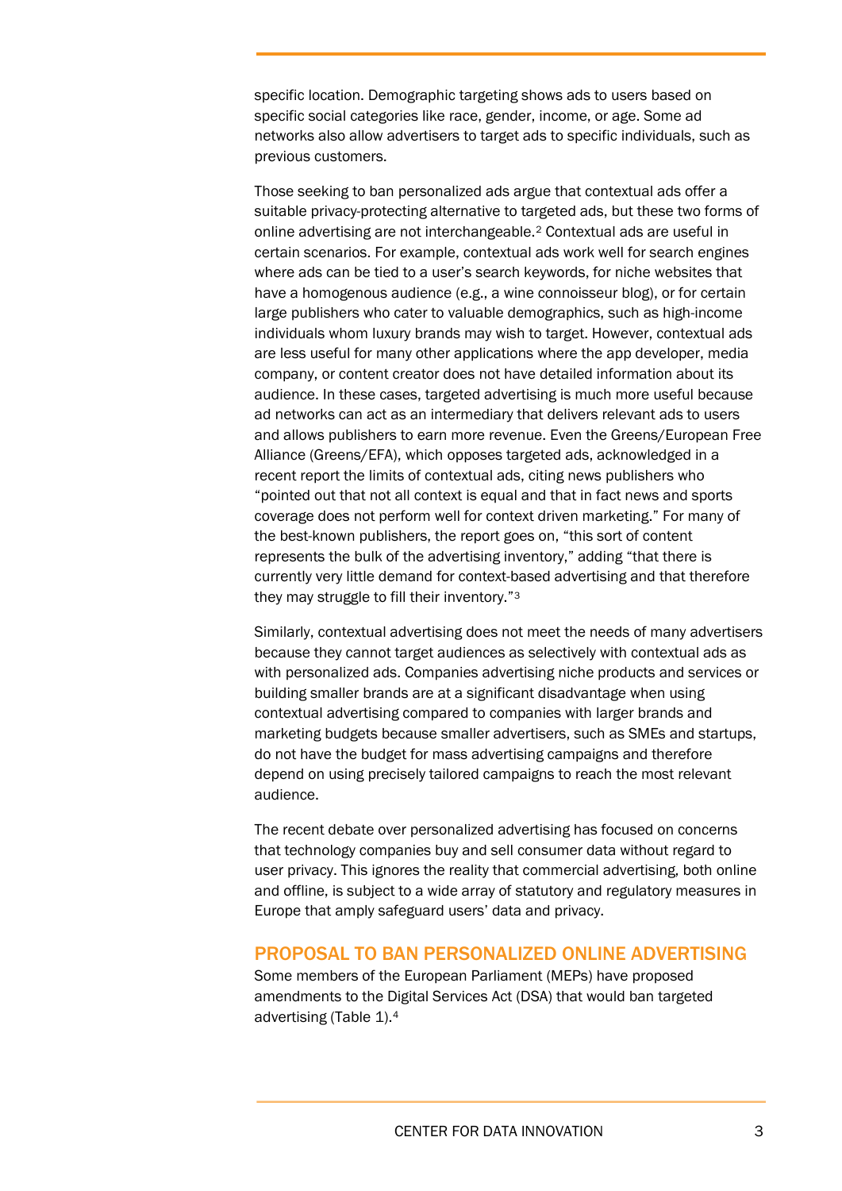specific location. Demographic targeting shows ads to users based on specific social categories like race, gender, income, or age. Some ad networks also allow advertisers to target ads to specific individuals, such as previous customers.

Those seeking to ban personalized ads argue that contextual ads offer a suitable privacy-protecting alternative to targeted ads, but these two forms of online advertising are not interchangeable.[2] Contextual ads are useful in certain scenarios. For example, contextual ads work well for search engines where ads can be tied to a user's search keywords, for niche websites that have a homogenous audience (e.g., a wine connoisseur blog), or for certain large publishers who cater to valuable demographics, such as high-income individuals whom luxury brands may wish to target. However, contextual ads are less useful for many other applications where the app developer, media company, or content creator does not have detailed information about its audience. In these cases, targeted advertising is much more useful because ad networks can act as an intermediary that delivers relevant ads to users and allows publishers to earn more revenue. Even the Greens/European Free Alliance (Greens/EFA), which opposes targeted ads, acknowledged in a recent report the limits of contextual ads, citing news publishers who "pointed out that not all context is equal and that in fact news and sports coverage does not perform well for context driven marketing." For many of the best-known publishers, the report goes on, "this sort of content represents the bulk of the advertising inventory," adding "that there is currently very little demand for context-based advertising and that therefore they may struggle to fill their inventory."[3]

Similarly, contextual advertising does not meet the needs of many advertisers because they cannot target audiences as selectively with contextual ads as with personalized ads. Companies advertising niche products and services or building smaller brands are at a significant disadvantage when using contextual advertising compared to companies with larger brands and marketing budgets because smaller advertisers, such as SMEs and startups, do not have the budget for mass advertising campaigns and therefore depend on using precisely tailored campaigns to reach the most relevant audience.

The recent debate over personalized advertising has focused on concerns that technology companies buy and sell consumer data without regard to user privacy. This ignores the reality that commercial advertising, both online and offline, is subject to a wide array of statutory and regulatory measures in Europe that amply safeguard users' data and privacy.

## PROPOSAL TO BAN PERSONALIZED ONLINE ADVERTISING

Some members of the European Parliament (MEPs) have proposed amendments to the Digital Services Act (DSA) that would ban targeted advertising (Table 1).[4]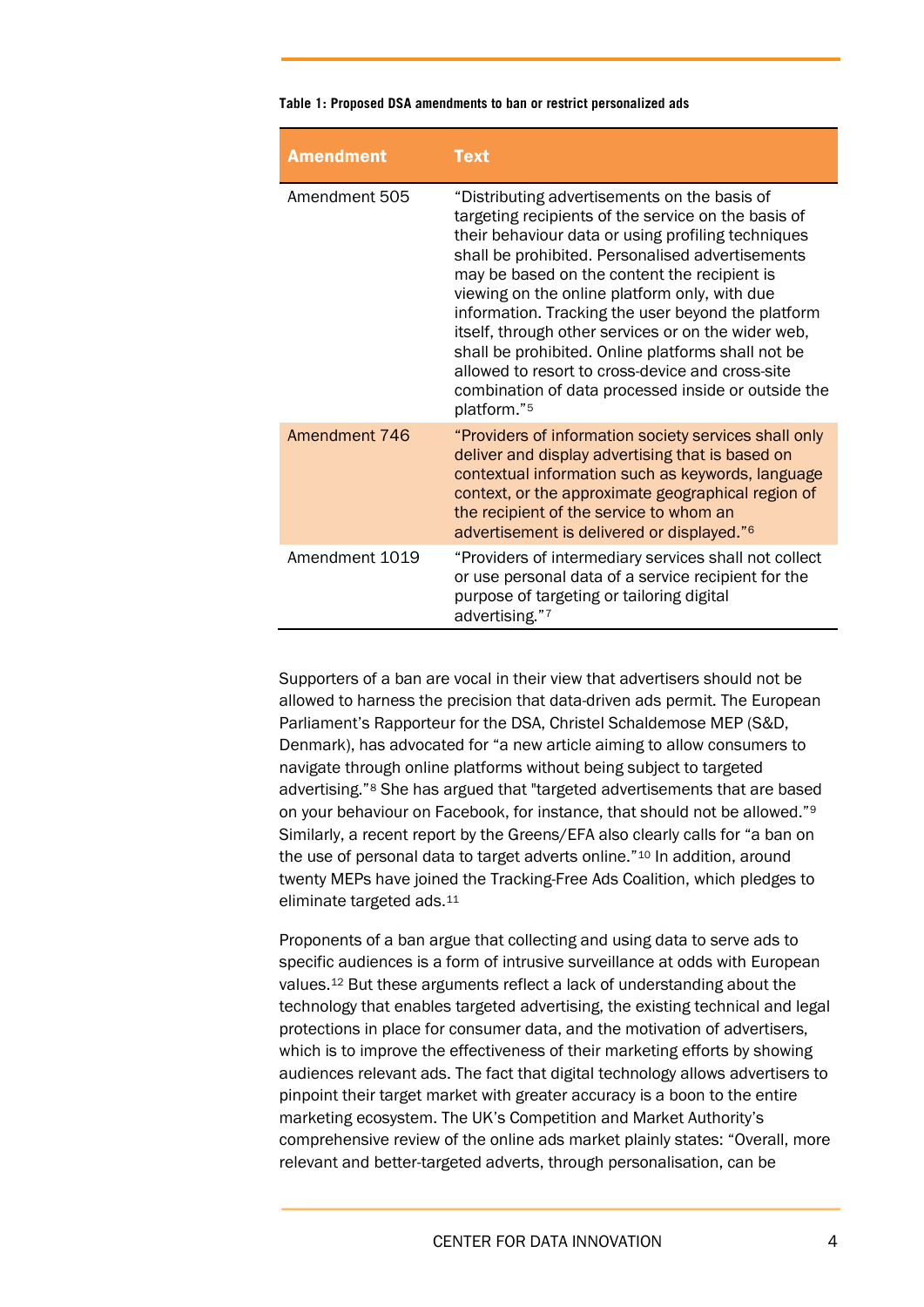**Table 1: Proposed DSA amendments to ban or restrict personalized ads**

| Amendment | Text |
|---|---|
| Amendment 505 | "Distributing advertisements on the basis of targeting recipients of the service on the basis of their behaviour data or using profiling techniques shall be prohibited. Personalised advertisements may be based on the content the recipient is viewing on the online platform only, with due information. Tracking the user beyond the platform itself, through other services or on the wider web, shall be prohibited. Online platforms shall not be allowed to resort to cross-device and cross-site combination of data processed inside or outside the platform."[5] |
| Amendment 746 | "Providers of information society services shall only deliver and display advertising that is based on contextual information such as keywords, language context, or the approximate geographical region of the recipient of the service to whom an advertisement is delivered or displayed."[6] |
| Amendment 1019 | "Providers of intermediary services shall not collect or use personal data of a service recipient for the purpose of targeting or tailoring digital advertising."[7] |

Supporters of a ban are vocal in their view that advertisers should not be allowed to harness the precision that data-driven ads permit. The European Parliament's Rapporteur for the DSA, Christel Schaldemose MEP (S&D, Denmark), has advocated for "a new article aiming to allow consumers to navigate through online platforms without being subject to targeted advertising."[8] She has argued that "targeted advertisements that are based on your behaviour on Facebook, for instance, that should not be allowed."[9] Similarly, a recent report by the Greens/EFA also clearly calls for "a ban on the use of personal data to target adverts online."[10] In addition, around twenty MEPs have joined the Tracking-Free Ads Coalition, which pledges to eliminate targeted ads.[11]

Proponents of a ban argue that collecting and using data to serve ads to specific audiences is a form of intrusive surveillance at odds with European values.[12] But these arguments reflect a lack of understanding about the technology that enables targeted advertising, the existing technical and legal protections in place for consumer data, and the motivation of advertisers, which is to improve the effectiveness of their marketing efforts by showing audiences relevant ads. The fact that digital technology allows advertisers to pinpoint their target market with greater accuracy is a boon to the entire marketing ecosystem. The UK's Competition and Market Authority's comprehensive review of the online ads market plainly states: "Overall, more relevant and better-targeted adverts, through personalisation, can be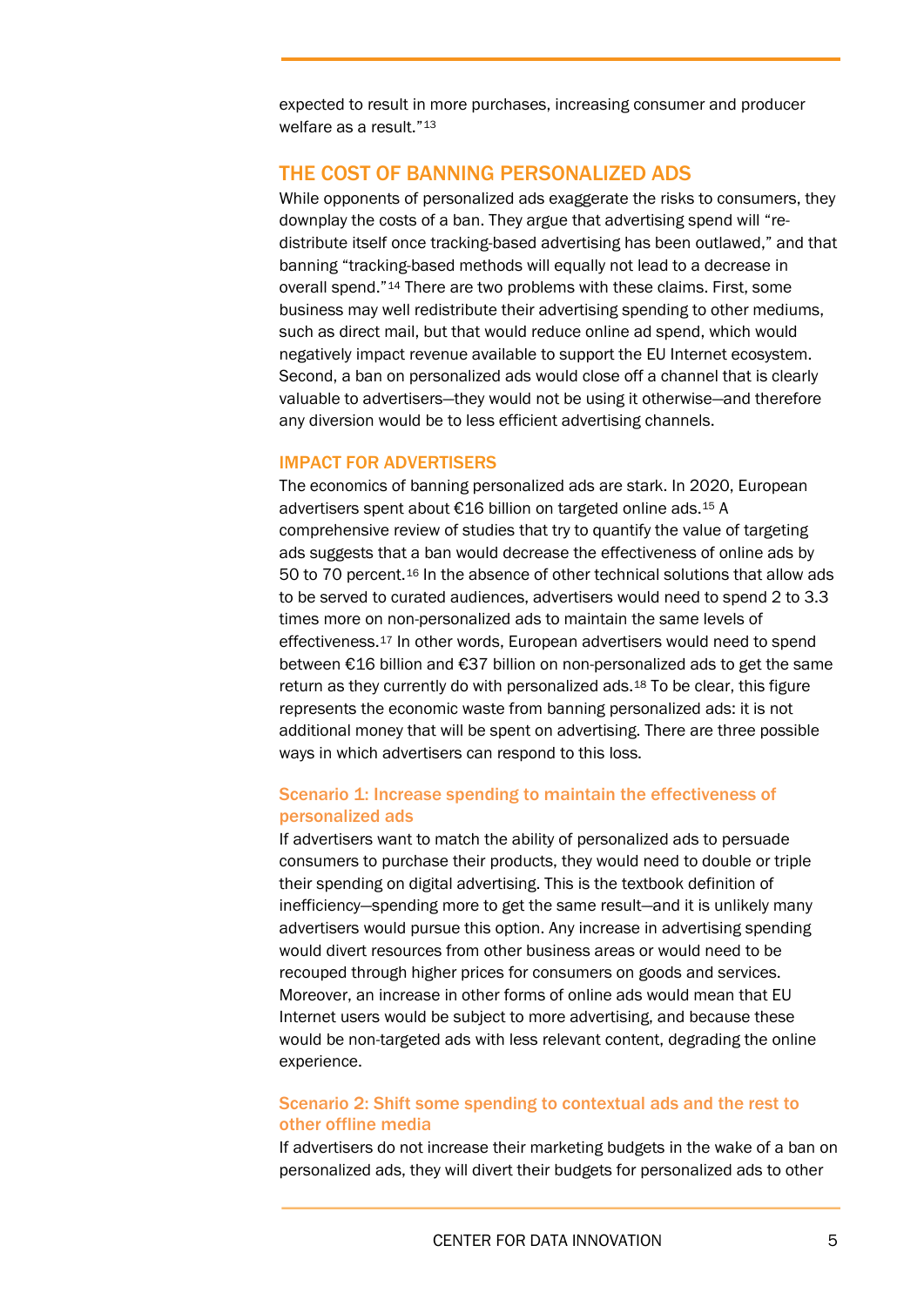expected to result in more purchases, increasing consumer and producer welfare as a result."[13]

## THE COST OF BANNING PERSONALIZED ADS

While opponents of personalized ads exaggerate the risks to consumers, they downplay the costs of a ban. They argue that advertising spend will "re-distribute itself once tracking-based advertising has been outlawed," and that banning "tracking-based methods will equally not lead to a decrease in overall spend."[14] There are two problems with these claims. First, some business may well redistribute their advertising spending to other mediums, such as direct mail, but that would reduce online ad spend, which would negatively impact revenue available to support the EU Internet ecosystem. Second, a ban on personalized ads would close off a channel that is clearly valuable to advertisers—they would not be using it otherwise—and therefore any diversion would be to less efficient advertising channels.

### IMPACT FOR ADVERTISERS

The economics of banning personalized ads are stark. In 2020, European advertisers spent about €16 billion on targeted online ads.[15] A comprehensive review of studies that try to quantify the value of targeting ads suggests that a ban would decrease the effectiveness of online ads by 50 to 70 percent.[16] In the absence of other technical solutions that allow ads to be served to curated audiences, advertisers would need to spend 2 to 3.3 times more on non-personalized ads to maintain the same levels of effectiveness.[17] In other words, European advertisers would need to spend between €16 billion and €37 billion on non-personalized ads to get the same return as they currently do with personalized ads.[18] To be clear, this figure represents the economic waste from banning personalized ads: it is not additional money that will be spent on advertising. There are three possible ways in which advertisers can respond to this loss.

#### Scenario 1: Increase spending to maintain the effectiveness of personalized ads

If advertisers want to match the ability of personalized ads to persuade consumers to purchase their products, they would need to double or triple their spending on digital advertising. This is the textbook definition of inefficiency—spending more to get the same result—and it is unlikely many advertisers would pursue this option. Any increase in advertising spending would divert resources from other business areas or would need to be recouped through higher prices for consumers on goods and services. Moreover, an increase in other forms of online ads would mean that EU Internet users would be subject to more advertising, and because these would be non-targeted ads with less relevant content, degrading the online experience.

#### Scenario 2: Shift some spending to contextual ads and the rest to other offline media

If advertisers do not increase their marketing budgets in the wake of a ban on personalized ads, they will divert their budgets for personalized ads to other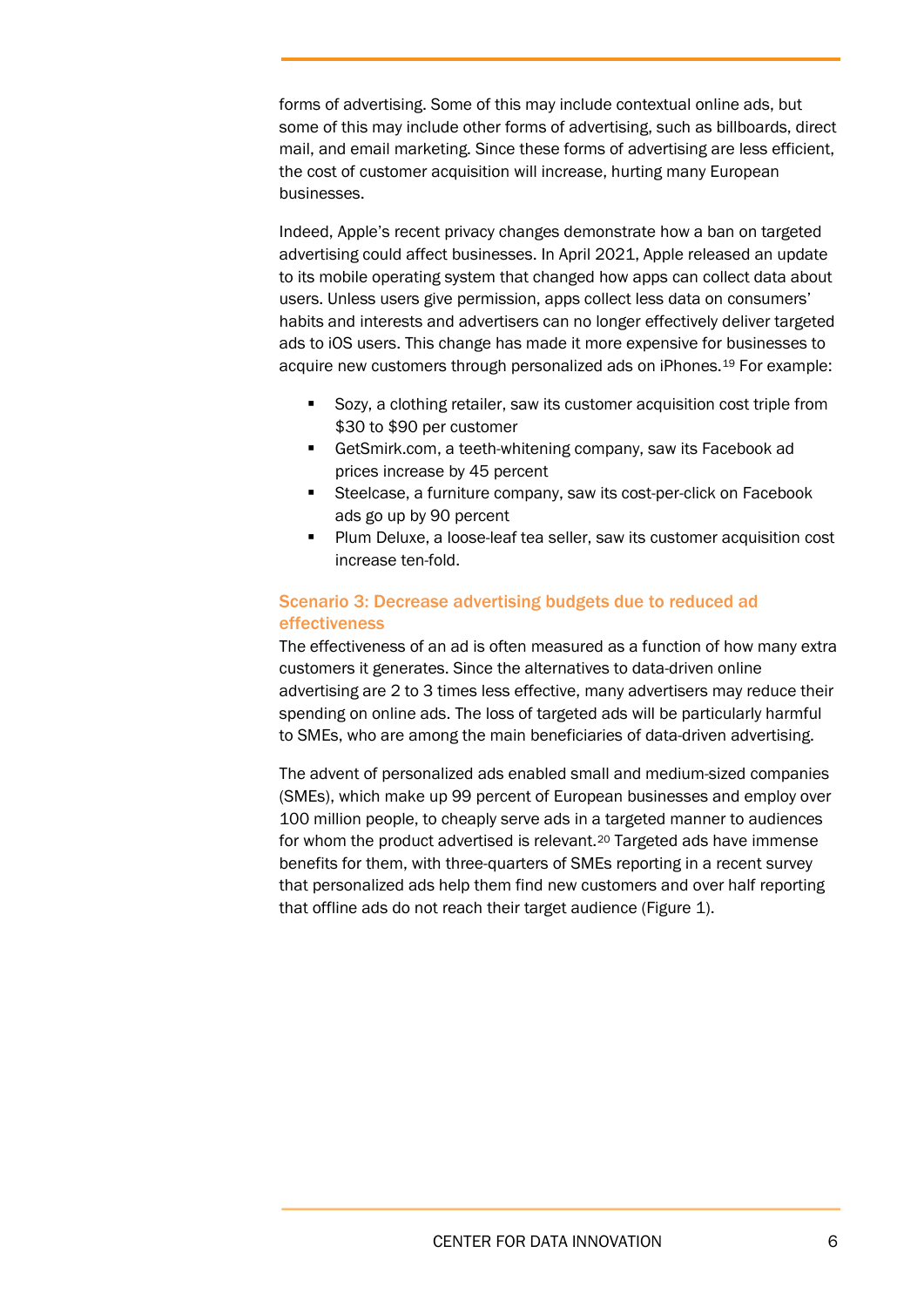forms of advertising. Some of this may include contextual online ads, but some of this may include other forms of advertising, such as billboards, direct mail, and email marketing. Since these forms of advertising are less efficient, the cost of customer acquisition will increase, hurting many European businesses.

Indeed, Apple's recent privacy changes demonstrate how a ban on targeted advertising could affect businesses. In April 2021, Apple released an update to its mobile operating system that changed how apps can collect data about users. Unless users give permission, apps collect less data on consumers' habits and interests and advertisers can no longer effectively deliver targeted ads to iOS users. This change has made it more expensive for businesses to acquire new customers through personalized ads on iPhones.[19] For example:

- Sozy, a clothing retailer, saw its customer acquisition cost triple from $30 to $90 per customer
- GetSmirk.com, a teeth-whitening company, saw its Facebook ad prices increase by 45 percent
- Steelcase, a furniture company, saw its cost-per-click on Facebook ads go up by 90 percent
- Plum Deluxe, a loose-leaf tea seller, saw its customer acquisition cost increase ten-fold.

### Scenario 3: Decrease advertising budgets due to reduced ad effectiveness

The effectiveness of an ad is often measured as a function of how many extra customers it generates. Since the alternatives to data-driven online advertising are 2 to 3 times less effective, many advertisers may reduce their spending on online ads. The loss of targeted ads will be particularly harmful to SMEs, who are among the main beneficiaries of data-driven advertising.

The advent of personalized ads enabled small and medium-sized companies (SMEs), which make up 99 percent of European businesses and employ over 100 million people, to cheaply serve ads in a targeted manner to audiences for whom the product advertised is relevant.[20] Targeted ads have immense benefits for them, with three-quarters of SMEs reporting in a recent survey that personalized ads help them find new customers and over half reporting that offline ads do not reach their target audience (Figure 1).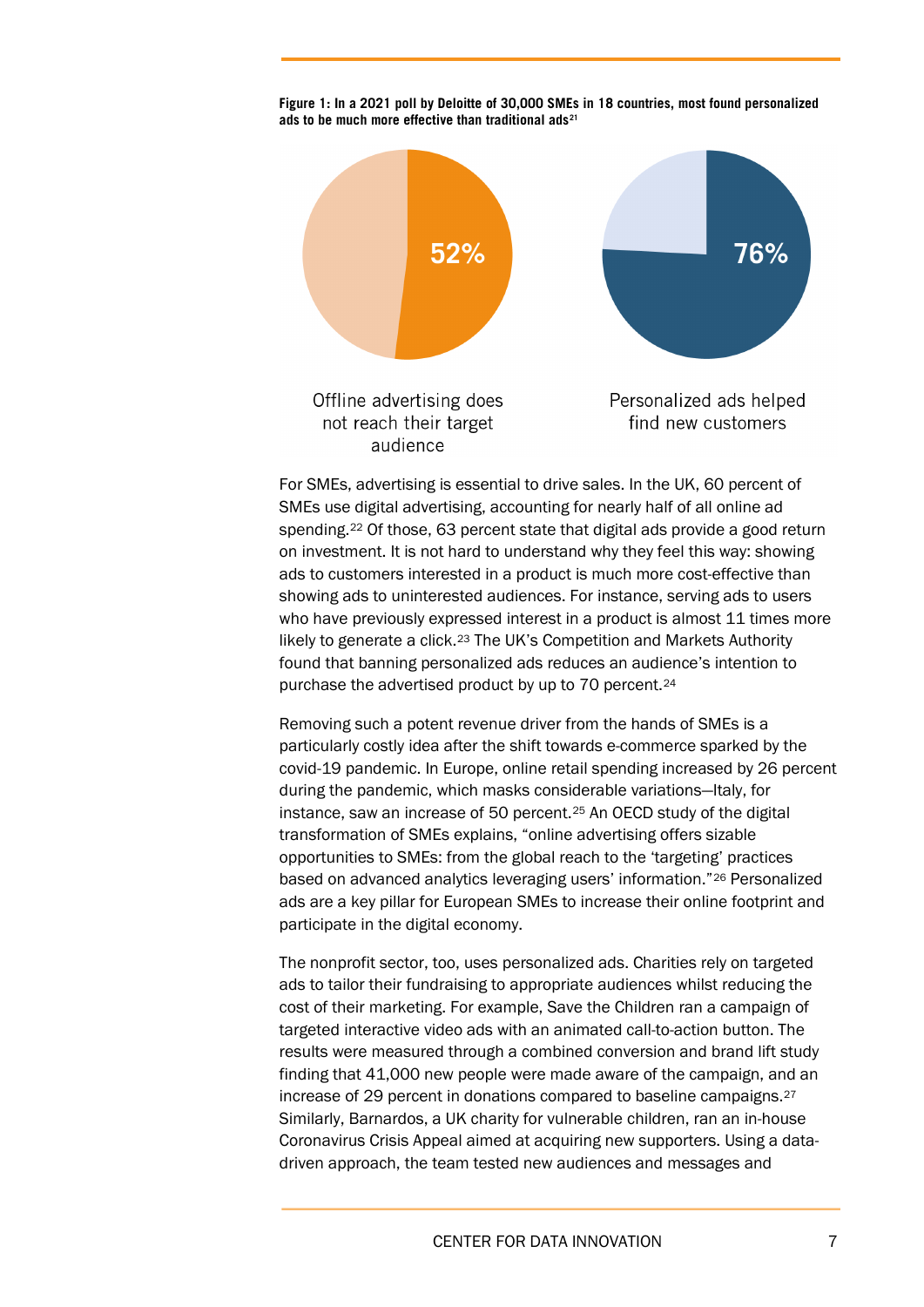**Figure 1: In a 2021 poll by Deloitte of 30,000 SMEs in 18 countries, most found personalized ads to be much more effective than traditional ads**[21]

52%

Offline advertising does not reach their target audience

76%

Personalized ads helped find new customers

For SMEs, advertising is essential to drive sales. In the UK, 60 percent of SMEs use digital advertising, accounting for nearly half of all online ad spending.[22] Of those, 63 percent state that digital ads provide a good return on investment. It is not hard to understand why they feel this way: showing ads to customers interested in a product is much more cost-effective than showing ads to uninterested audiences. For instance, serving ads to users who have previously expressed interest in a product is almost 11 times more likely to generate a click.[23] The UK's Competition and Markets Authority found that banning personalized ads reduces an audience's intention to purchase the advertised product by up to 70 percent.[24]

Removing such a potent revenue driver from the hands of SMEs is a particularly costly idea after the shift towards e-commerce sparked by the covid-19 pandemic. In Europe, online retail spending increased by 26 percent during the pandemic, which masks considerable variations—Italy, for instance, saw an increase of 50 percent.[25] An OECD study of the digital transformation of SMEs explains, "online advertising offers sizable opportunities to SMEs: from the global reach to the 'targeting' practices based on advanced analytics leveraging users' information."[26] Personalized ads are a key pillar for European SMEs to increase their online footprint and participate in the digital economy.

The nonprofit sector, too, uses personalized ads. Charities rely on targeted ads to tailor their fundraising to appropriate audiences whilst reducing the cost of their marketing. For example, Save the Children ran a campaign of targeted interactive video ads with an animated call-to-action button. The results were measured through a combined conversion and brand lift study finding that 41,000 new people were made aware of the campaign, and an increase of 29 percent in donations compared to baseline campaigns.[27] Similarly, Barnardos, a UK charity for vulnerable children, ran an in-house Coronavirus Crisis Appeal aimed at acquiring new supporters. Using a data-driven approach, the team tested new audiences and messages and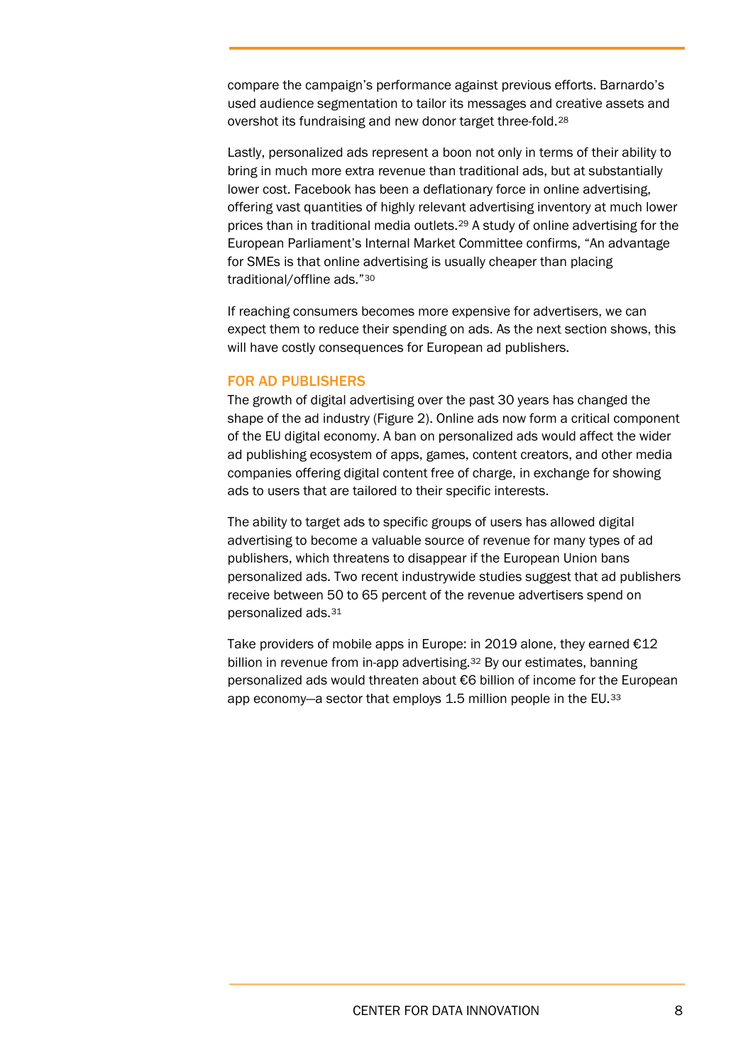compare the campaign's performance against previous efforts. Barnardo's used audience segmentation to tailor its messages and creative assets and overshot its fundraising and new donor target three-fold.[28]

Lastly, personalized ads represent a boon not only in terms of their ability to bring in much more extra revenue than traditional ads, but at substantially lower cost. Facebook has been a deflationary force in online advertising, offering vast quantities of highly relevant advertising inventory at much lower prices than in traditional media outlets.[29] A study of online advertising for the European Parliament's Internal Market Committee confirms, "An advantage for SMEs is that online advertising is usually cheaper than placing traditional/offline ads."[30]

If reaching consumers becomes more expensive for advertisers, we can expect them to reduce their spending on ads. As the next section shows, this will have costly consequences for European ad publishers.

### FOR AD PUBLISHERS

The growth of digital advertising over the past 30 years has changed the shape of the ad industry (Figure 2). Online ads now form a critical component of the EU digital economy. A ban on personalized ads would affect the wider ad publishing ecosystem of apps, games, content creators, and other media companies offering digital content free of charge, in exchange for showing ads to users that are tailored to their specific interests.

The ability to target ads to specific groups of users has allowed digital advertising to become a valuable source of revenue for many types of ad publishers, which threatens to disappear if the European Union bans personalized ads. Two recent industrywide studies suggest that ad publishers receive between 50 to 65 percent of the revenue advertisers spend on personalized ads.[31]

Take providers of mobile apps in Europe: in 2019 alone, they earned €12 billion in revenue from in-app advertising.[32] By our estimates, banning personalized ads would threaten about €6 billion of income for the European app economy—a sector that employs 1.5 million people in the EU.[33]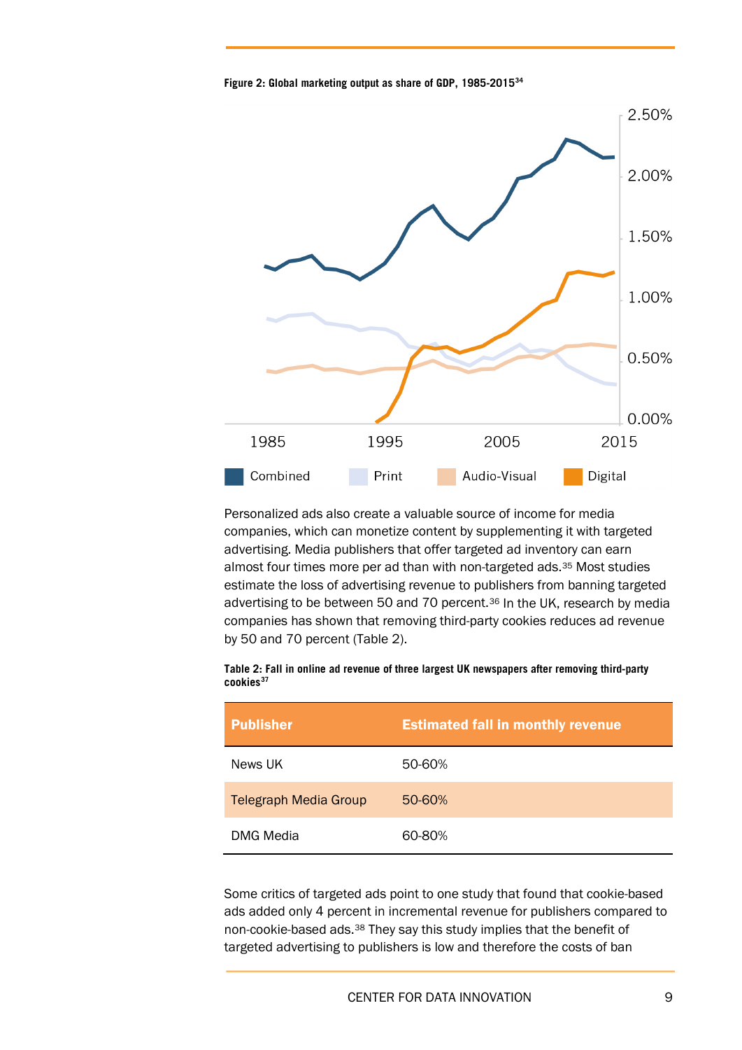**Figure 2: Global marketing output as share of GDP, 1985-2015[34]**

Personalized ads also create a valuable source of income for media companies, which can monetize content by supplementing it with targeted advertising. Media publishers that offer targeted ad inventory can earn almost four times more per ad than with non-targeted ads.[35] Most studies estimate the loss of advertising revenue to publishers from banning targeted advertising to be between 50 and 70 percent.[36] In the UK, research by media companies has shown that removing third-party cookies reduces ad revenue by 50 and 70 percent (Table 2).

**Table 2: Fall in online ad revenue of three largest UK newspapers after removing third-party cookies[37]**

| Publisher | Estimated fall in monthly revenue |
| --- | --- |
| News UK | 50-60% |
| Telegraph Media Group | 50-60% |
| DMG Media | 60-80% |

Some critics of targeted ads point to one study that found that cookie-based ads added only 4 percent in incremental revenue for publishers compared to non-cookie-based ads.[38] They say this study implies that the benefit of targeted advertising to publishers is low and therefore the costs of ban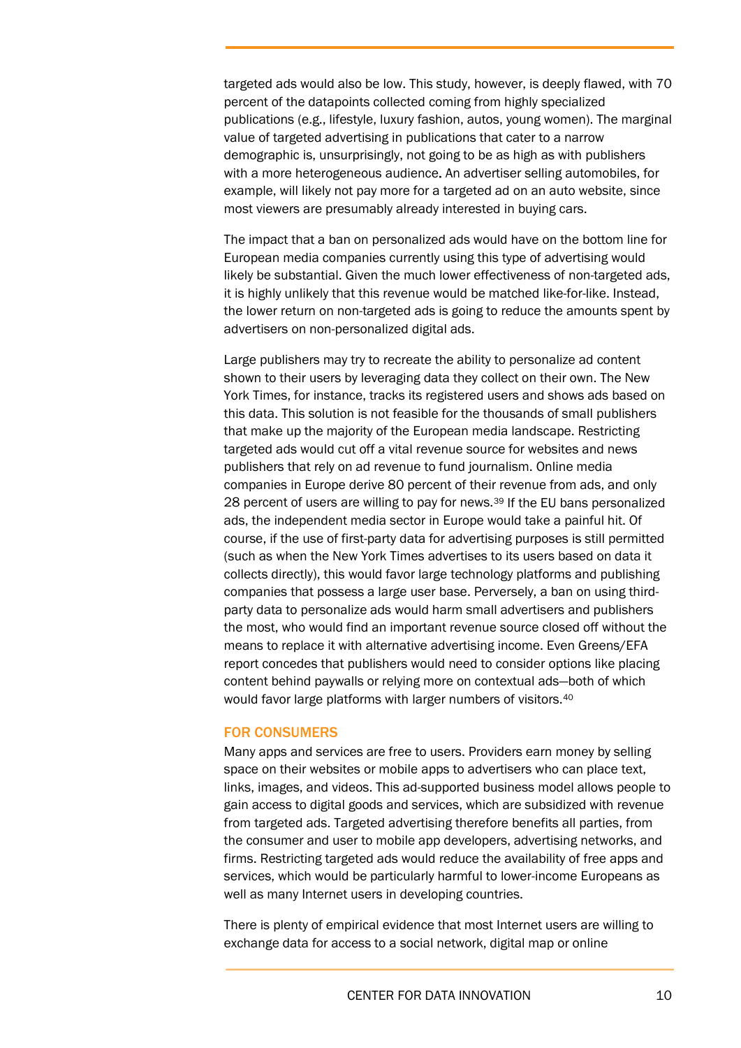targeted ads would also be low. This study, however, is deeply flawed, with 70 percent of the datapoints collected coming from highly specialized publications (e.g., lifestyle, luxury fashion, autos, young women). The marginal value of targeted advertising in publications that cater to a narrow demographic is, unsurprisingly, not going to be as high as with publishers with a more heterogeneous audience. An advertiser selling automobiles, for example, will likely not pay more for a targeted ad on an auto website, since most viewers are presumably already interested in buying cars.

The impact that a ban on personalized ads would have on the bottom line for European media companies currently using this type of advertising would likely be substantial. Given the much lower effectiveness of non-targeted ads, it is highly unlikely that this revenue would be matched like-for-like. Instead, the lower return on non-targeted ads is going to reduce the amounts spent by advertisers on non-personalized digital ads.

Large publishers may try to recreate the ability to personalize ad content shown to their users by leveraging data they collect on their own. The New York Times, for instance, tracks its registered users and shows ads based on this data. This solution is not feasible for the thousands of small publishers that make up the majority of the European media landscape. Restricting targeted ads would cut off a vital revenue source for websites and news publishers that rely on ad revenue to fund journalism. Online media companies in Europe derive 80 percent of their revenue from ads, and only 28 percent of users are willing to pay for news.[39] If the EU bans personalized ads, the independent media sector in Europe would take a painful hit. Of course, if the use of first-party data for advertising purposes is still permitted (such as when the New York Times advertises to its users based on data it collects directly), this would favor large technology platforms and publishing companies that possess a large user base. Perversely, a ban on using third-party data to personalize ads would harm small advertisers and publishers the most, who would find an important revenue source closed off without the means to replace it with alternative advertising income. Even Greens/EFA report concedes that publishers would need to consider options like placing content behind paywalls or relying more on contextual ads—both of which would favor large platforms with larger numbers of visitors.[40]

## FOR CONSUMERS

Many apps and services are free to users. Providers earn money by selling space on their websites or mobile apps to advertisers who can place text, links, images, and videos. This ad-supported business model allows people to gain access to digital goods and services, which are subsidized with revenue from targeted ads. Targeted advertising therefore benefits all parties, from the consumer and user to mobile app developers, advertising networks, and firms. Restricting targeted ads would reduce the availability of free apps and services, which would be particularly harmful to lower-income Europeans as well as many Internet users in developing countries.

There is plenty of empirical evidence that most Internet users are willing to exchange data for access to a social network, digital map or online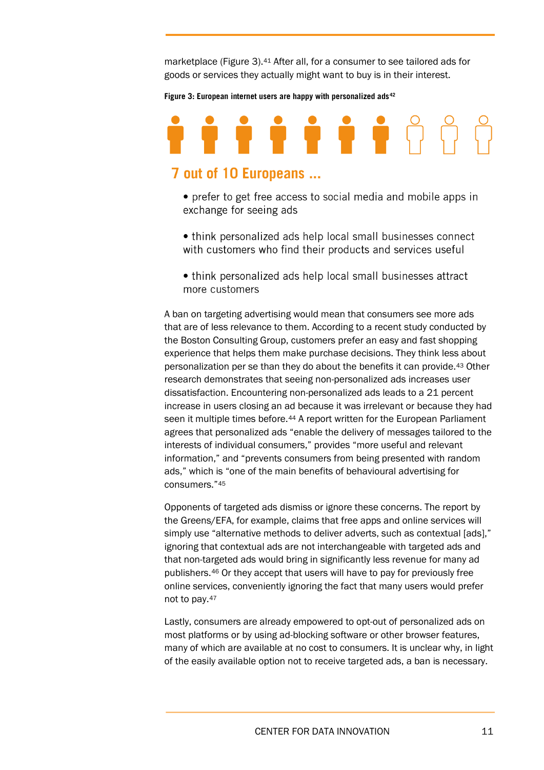marketplace (Figure 3).[41] After all, for a consumer to see tailored ads for goods or services they actually might want to buy is in their interest.

**Figure 3: European internet users are happy with personalized ads**[42]

**7 out of 10 Europeans ...**

- prefer to get free access to social media and mobile apps in exchange for seeing ads
- think personalized ads help local small businesses connect with customers who find their products and services useful
- think personalized ads help local small businesses attract more customers

A ban on targeting advertising would mean that consumers see more ads that are of less relevance to them. According to a recent study conducted by the Boston Consulting Group, customers prefer an easy and fast shopping experience that helps them make purchase decisions. They think less about personalization per se than they do about the benefits it can provide.[43] Other research demonstrates that seeing non-personalized ads increases user dissatisfaction. Encountering non-personalized ads leads to a 21 percent increase in users closing an ad because it was irrelevant or because they had seen it multiple times before.[44] A report written for the European Parliament agrees that personalized ads "enable the delivery of messages tailored to the interests of individual consumers," provides "more useful and relevant information," and "prevents consumers from being presented with random ads," which is "one of the main benefits of behavioural advertising for consumers."[45]

Opponents of targeted ads dismiss or ignore these concerns. The report by the Greens/EFA, for example, claims that free apps and online services will simply use "alternative methods to deliver adverts, such as contextual [ads]," ignoring that contextual ads are not interchangeable with targeted ads and that non-targeted ads would bring in significantly less revenue for many ad publishers.[46] Or they accept that users will have to pay for previously free online services, conveniently ignoring the fact that many users would prefer not to pay.[47]

Lastly, consumers are already empowered to opt-out of personalized ads on most platforms or by using ad-blocking software or other browser features, many of which are available at no cost to consumers. It is unclear why, in light of the easily available option not to receive targeted ads, a ban is necessary.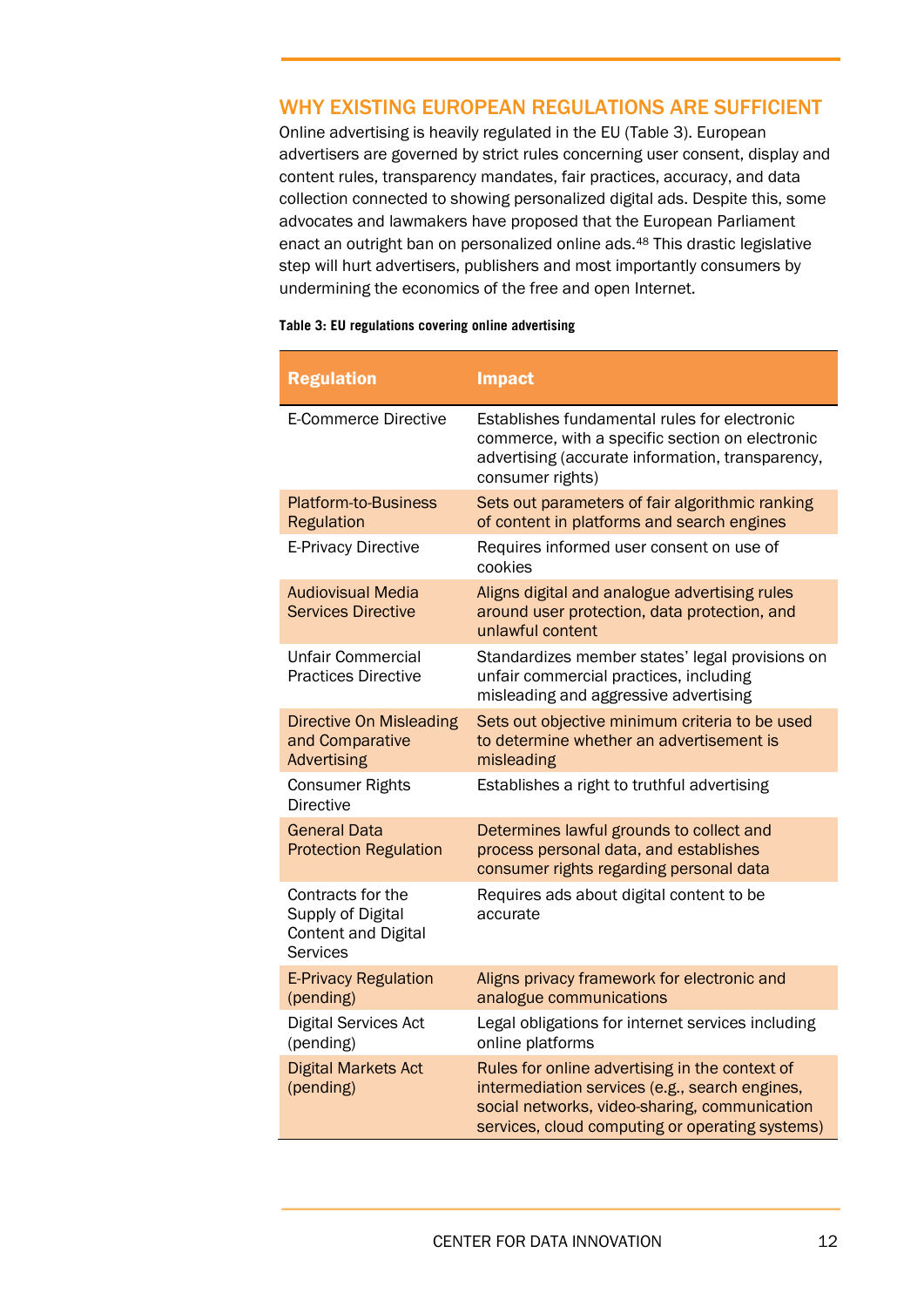## WHY EXISTING EUROPEAN REGULATIONS ARE SUFFICIENT

Online advertising is heavily regulated in the EU (Table 3). European advertisers are governed by strict rules concerning user consent, display and content rules, transparency mandates, fair practices, accuracy, and data collection connected to showing personalized digital ads. Despite this, some advocates and lawmakers have proposed that the European Parliament enact an outright ban on personalized online ads.[48] This drastic legislative step will hurt advertisers, publishers and most importantly consumers by undermining the economics of the free and open Internet.

**Table 3: EU regulations covering online advertising**

| Regulation | Impact |
| --- | --- |
| E-Commerce Directive | Establishes fundamental rules for electronic commerce, with a specific section on electronic advertising (accurate information, transparency, consumer rights) |
| Platform-to-Business Regulation | Sets out parameters of fair algorithmic ranking of content in platforms and search engines |
| E-Privacy Directive | Requires informed user consent on use of cookies |
| Audiovisual Media Services Directive | Aligns digital and analogue advertising rules around user protection, data protection, and unlawful content |
| Unfair Commercial Practices Directive | Standardizes member states' legal provisions on unfair commercial practices, including misleading and aggressive advertising |
| Directive On Misleading and Comparative Advertising | Sets out objective minimum criteria to be used to determine whether an advertisement is misleading |
| Consumer Rights Directive | Establishes a right to truthful advertising |
| General Data Protection Regulation | Determines lawful grounds to collect and process personal data, and establishes consumer rights regarding personal data |
| Contracts for the Supply of Digital Content and Digital Services | Requires ads about digital content to be accurate |
| E-Privacy Regulation (pending) | Aligns privacy framework for electronic and analogue communications |
| Digital Services Act (pending) | Legal obligations for internet services including online platforms |
| Digital Markets Act (pending) | Rules for online advertising in the context of intermediation services (e.g., search engines, social networks, video-sharing, communication services, cloud computing or operating systems) |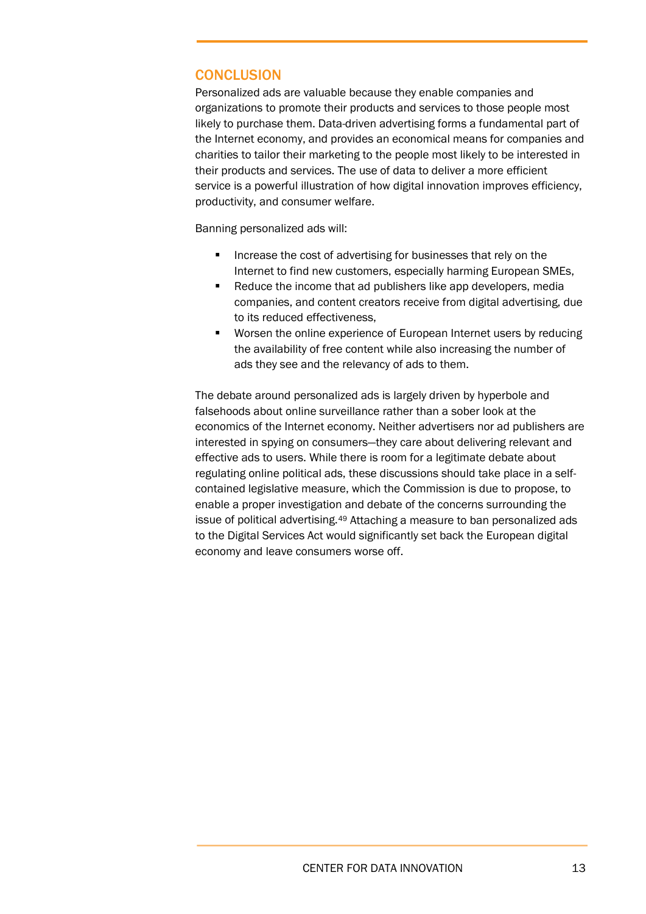## CONCLUSION

Personalized ads are valuable because they enable companies and organizations to promote their products and services to those people most likely to purchase them. Data-driven advertising forms a fundamental part of the Internet economy, and provides an economical means for companies and charities to tailor their marketing to the people most likely to be interested in their products and services. The use of data to deliver a more efficient service is a powerful illustration of how digital innovation improves efficiency, productivity, and consumer welfare.

Banning personalized ads will:

- Increase the cost of advertising for businesses that rely on the Internet to find new customers, especially harming European SMEs,
- Reduce the income that ad publishers like app developers, media companies, and content creators receive from digital advertising, due to its reduced effectiveness,
- Worsen the online experience of European Internet users by reducing the availability of free content while also increasing the number of ads they see and the relevancy of ads to them.

The debate around personalized ads is largely driven by hyperbole and falsehoods about online surveillance rather than a sober look at the economics of the Internet economy. Neither advertisers nor ad publishers are interested in spying on consumers—they care about delivering relevant and effective ads to users. While there is room for a legitimate debate about regulating online political ads, these discussions should take place in a self-contained legislative measure, which the Commission is due to propose, to enable a proper investigation and debate of the concerns surrounding the issue of political advertising.[49] Attaching a measure to ban personalized ads to the Digital Services Act would significantly set back the European digital economy and leave consumers worse off.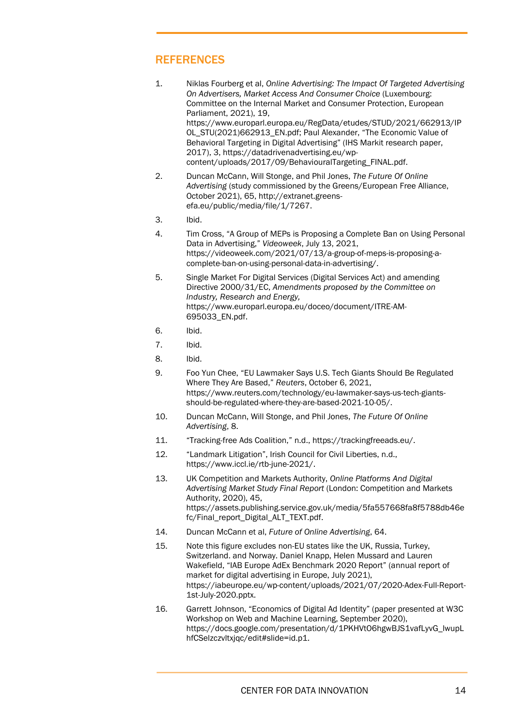## REFERENCES

1. Niklas Fourberg et al, *Online Advertising: The Impact Of Targeted Advertising On Advertisers, Market Access And Consumer Choice* (Luxembourg: Committee on the Internal Market and Consumer Protection, European Parliament, 2021), 19, https://www.europarl.europa.eu/RegData/etudes/STUD/2021/662913/IPOL_STU(2021)662913_EN.pdf; Paul Alexander, "The Economic Value of Behavioral Targeting in Digital Advertising" (IHS Markit research paper, 2017), 3, https://datadrivenadvertising.eu/wp-content/uploads/2017/09/BehaviouralTargeting_FINAL.pdf.
2. Duncan McCann, Will Stonge, and Phil Jones, *The Future Of Online Advertising* (study commissioned by the Greens/European Free Alliance, October 2021), 65, http://extranet.greens-efa.eu/public/media/file/1/7267.
3. Ibid.
4. Tim Cross, "A Group of MEPs is Proposing a Complete Ban on Using Personal Data in Advertising," *Videoweek*, July 13, 2021, https://videoweek.com/2021/07/13/a-group-of-meps-is-proposing-a-complete-ban-on-using-personal-data-in-advertising/.
5. Single Market For Digital Services (Digital Services Act) and amending Directive 2000/31/EC, *Amendments proposed by the Committee on Industry, Research and Energy,* https://www.europarl.europa.eu/doceo/document/ITRE-AM-695033_EN.pdf.
6. Ibid.
7. Ibid.
8. Ibid.
9. Foo Yun Chee, "EU Lawmaker Says U.S. Tech Giants Should Be Regulated Where They Are Based," *Reuters*, October 6, 2021, https://www.reuters.com/technology/eu-lawmaker-says-us-tech-giants-should-be-regulated-where-they-are-based-2021-10-05/.
10. Duncan McCann, Will Stonge, and Phil Jones, *The Future Of Online Advertising*, 8.
11. "Tracking-free Ads Coalition," n.d., https://trackingfreeads.eu/.
12. "Landmark Litigation", Irish Council for Civil Liberties, n.d., https://www.iccl.ie/rtb-june-2021/.
13. UK Competition and Markets Authority, *Online Platforms And Digital Advertising Market Study Final Report* (London: Competition and Markets Authority, 2020), 45, https://assets.publishing.service.gov.uk/media/5fa557668fa8f5788db46efc/Final_report_Digital_ALT_TEXT.pdf.
14. Duncan McCann et al, *Future of Online Advertising*, 64.
15. Note this figure excludes non-EU states like the UK, Russia, Turkey, Switzerland. and Norway. Daniel Knapp, Helen Mussard and Lauren Wakefield, "IAB Europe AdEx Benchmark 2020 Report" (annual report of market for digital advertising in Europe, July 2021), https://iabeurope.eu/wp-content/uploads/2021/07/2020-Adex-Full-Report-1st-July-2020.pptx.
16. Garrett Johnson, "Economics of Digital Ad Identity" (paper presented at W3C Workshop on Web and Machine Learning, September 2020), https://docs.google.com/presentation/d/1PKHVtO6hgwBJS1vafLyvG_lwupLhfCSelzczvltxjqc/edit#slide=id.p1.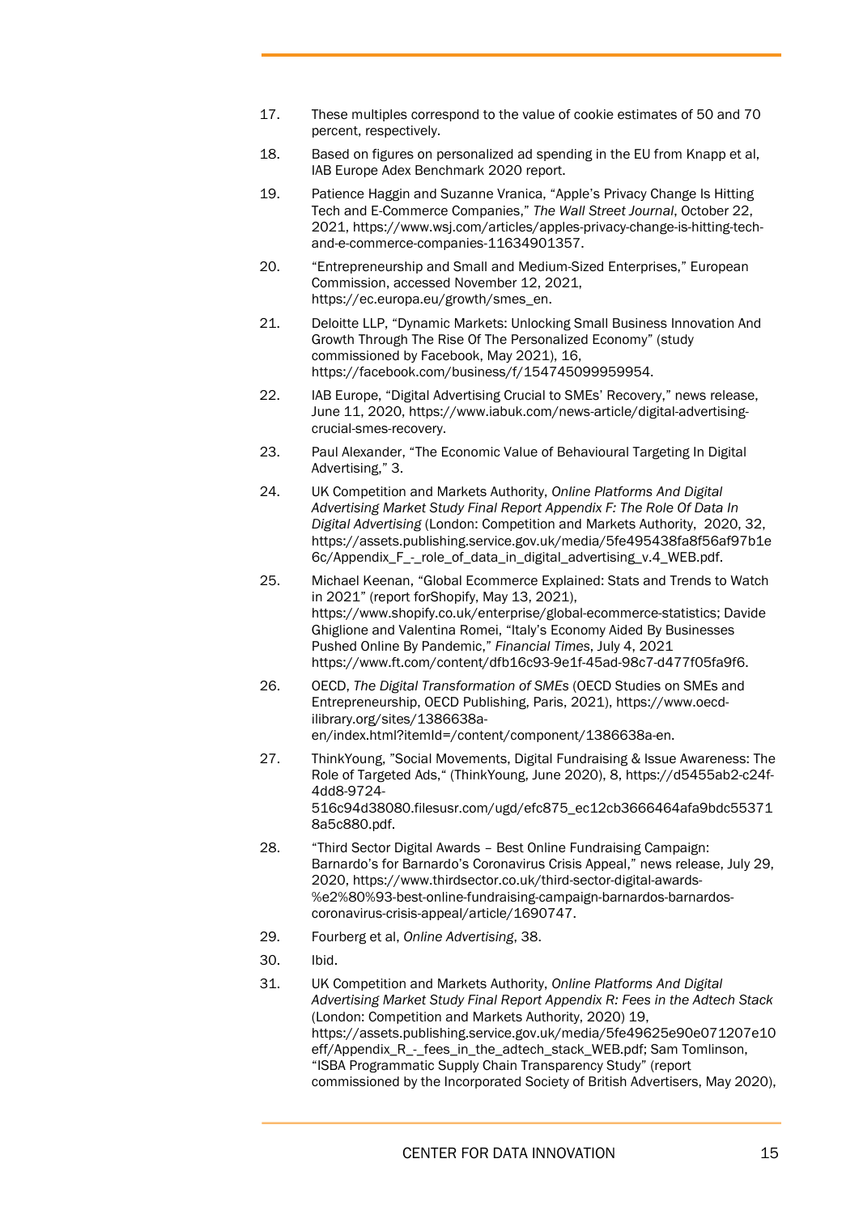17. These multiples correspond to the value of cookie estimates of 50 and 70 percent, respectively.

18. Based on figures on personalized ad spending in the EU from Knapp et al, IAB Europe Adex Benchmark 2020 report.

19. Patience Haggin and Suzanne Vranica, "Apple's Privacy Change Is Hitting Tech and E-Commerce Companies," *The Wall Street Journal*, October 22, 2021, https://www.wsj.com/articles/apples-privacy-change-is-hitting-tech-and-e-commerce-companies-11634901357.

20. "Entrepreneurship and Small and Medium-Sized Enterprises," European Commission, accessed November 12, 2021, https://ec.europa.eu/growth/smes_en.

21. Deloitte LLP, "Dynamic Markets: Unlocking Small Business Innovation And Growth Through The Rise Of The Personalized Economy" (study commissioned by Facebook, May 2021), 16, https://facebook.com/business/f/154745099959954.

22. IAB Europe, "Digital Advertising Crucial to SMEs' Recovery," news release, June 11, 2020, https://www.iabuk.com/news-article/digital-advertising-crucial-smes-recovery.

23. Paul Alexander, "The Economic Value of Behavioural Targeting In Digital Advertising," 3.

24. UK Competition and Markets Authority, *Online Platforms And Digital Advertising Market Study Final Report Appendix F: The Role Of Data In Digital Advertising* (London: Competition and Markets Authority, 2020, 32, https://assets.publishing.service.gov.uk/media/5fe495438fa8f56af97b1e6c/Appendix_F_-_role_of_data_in_digital_advertising_v.4_WEB.pdf.

25. Michael Keenan, "Global Ecommerce Explained: Stats and Trends to Watch in 2021" (report forShopify, May 13, 2021), https://www.shopify.co.uk/enterprise/global-ecommerce-statistics; Davide Ghiglione and Valentina Romei, "Italy's Economy Aided By Businesses Pushed Online By Pandemic," *Financial Times*, July 4, 2021 https://www.ft.com/content/dfb16c93-9e1f-45ad-98c7-d477f05fa9f6.

26. OECD, *The Digital Transformation of SMEs* (OECD Studies on SMEs and Entrepreneurship, OECD Publishing, Paris, 2021), https://www.oecd-ilibrary.org/sites/1386638a-en/index.html?itemId=/content/component/1386638a-en.

27. ThinkYoung, "Social Movements, Digital Fundraising & Issue Awareness: The Role of Targeted Ads," (ThinkYoung, June 2020), 8, https://d5455ab2-c24f-4dd8-9724-516c94d38080.filesusr.com/ugd/efc875_ec12cb3666464afa9bdc553718a5c880.pdf.

28. "Third Sector Digital Awards – Best Online Fundraising Campaign: Barnardo's for Barnardo's Coronavirus Crisis Appeal," news release, July 29, 2020, https://www.thirdsector.co.uk/third-sector-digital-awards-%e2%80%93-best-online-fundraising-campaign-barnardos-barnardos-coronavirus-crisis-appeal/article/1690747.

29. Fourberg et al, *Online Advertising*, 38.

30. Ibid.

31. UK Competition and Markets Authority, *Online Platforms And Digital Advertising Market Study Final Report Appendix R: Fees in the Adtech Stack* (London: Competition and Markets Authority, 2020) 19, https://assets.publishing.service.gov.uk/media/5fe49625e90e071207e10eff/Appendix_R_-_fees_in_the_adtech_stack_WEB.pdf; Sam Tomlinson, "ISBA Programmatic Supply Chain Transparency Study" (report commissioned by the Incorporated Society of British Advertisers, May 2020),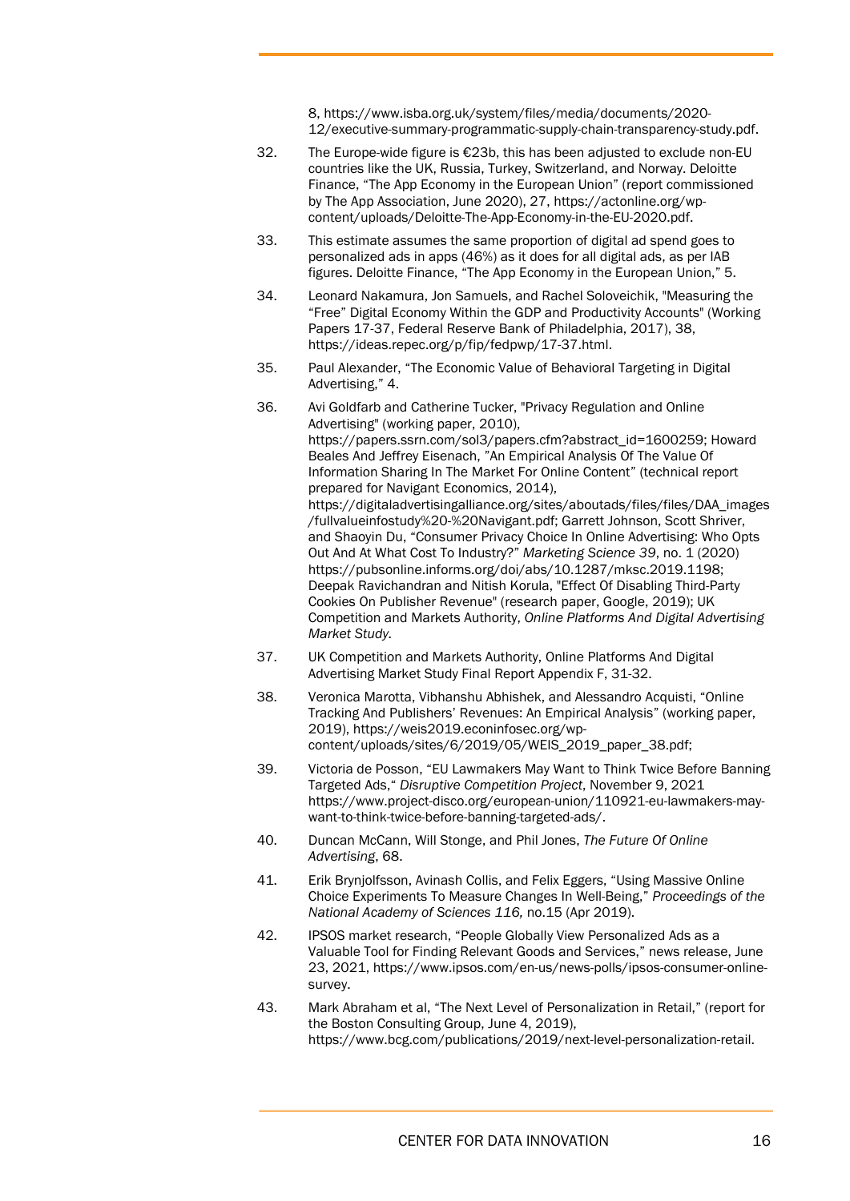8, https://www.isba.org.uk/system/files/media/documents/2020-12/executive-summary-programmatic-supply-chain-transparency-study.pdf.

32. The Europe-wide figure is €23b, this has been adjusted to exclude non-EU countries like the UK, Russia, Turkey, Switzerland, and Norway. Deloitte Finance, "The App Economy in the European Union" (report commissioned by The App Association, June 2020), 27, https://actonline.org/wp-content/uploads/Deloitte-The-App-Economy-in-the-EU-2020.pdf.

33. This estimate assumes the same proportion of digital ad spend goes to personalized ads in apps (46%) as it does for all digital ads, as per IAB figures. Deloitte Finance, "The App Economy in the European Union," 5.

34. Leonard Nakamura, Jon Samuels, and Rachel Soloveichik, "Measuring the "Free" Digital Economy Within the GDP and Productivity Accounts" (Working Papers 17-37, Federal Reserve Bank of Philadelphia, 2017), 38, https://ideas.repec.org/p/fip/fedpwp/17-37.html.

35. Paul Alexander, "The Economic Value of Behavioral Targeting in Digital Advertising," 4.

36. Avi Goldfarb and Catherine Tucker, "Privacy Regulation and Online Advertising" (working paper, 2010), https://papers.ssrn.com/sol3/papers.cfm?abstract_id=1600259; Howard Beales And Jeffrey Eisenach, "An Empirical Analysis Of The Value Of Information Sharing In The Market For Online Content" (technical report prepared for Navigant Economics, 2014), https://digitaladvertisingalliance.org/sites/aboutads/files/files/DAA_images/fullvalueinfostudy%20-%20Navigant.pdf; Garrett Johnson, Scott Shriver, and Shaoyin Du, "Consumer Privacy Choice In Online Advertising: Who Opts Out And At What Cost To Industry?" *Marketing Science 39*, no. 1 (2020) https://pubsonline.informs.org/doi/abs/10.1287/mksc.2019.1198; Deepak Ravichandran and Nitish Korula, "Effect Of Disabling Third-Party Cookies On Publisher Revenue" (research paper, Google, 2019); UK Competition and Markets Authority, *Online Platforms And Digital Advertising Market Study*.

37. UK Competition and Markets Authority, Online Platforms And Digital Advertising Market Study Final Report Appendix F, 31-32.

38. Veronica Marotta, Vibhanshu Abhishek, and Alessandro Acquisti, "Online Tracking And Publishers' Revenues: An Empirical Analysis" (working paper, 2019), https://weis2019.econinfosec.org/wp-content/uploads/sites/6/2019/05/WEIS_2019_paper_38.pdf;

39. Victoria de Posson, "EU Lawmakers May Want to Think Twice Before Banning Targeted Ads," *Disruptive Competition Project*, November 9, 2021 https://www.project-disco.org/european-union/110921-eu-lawmakers-may-want-to-think-twice-before-banning-targeted-ads/.

40. Duncan McCann, Will Stonge, and Phil Jones, *The Future Of Online Advertising*, 68.

41. Erik Brynjolfsson, Avinash Collis, and Felix Eggers, "Using Massive Online Choice Experiments To Measure Changes In Well-Being," *Proceedings of the National Academy of Sciences 116,* no.15 (Apr 2019).

42. IPSOS market research, "People Globally View Personalized Ads as a Valuable Tool for Finding Relevant Goods and Services," news release, June 23, 2021, https://www.ipsos.com/en-us/news-polls/ipsos-consumer-online-survey.

43. Mark Abraham et al, "The Next Level of Personalization in Retail," (report for the Boston Consulting Group, June 4, 2019), https://www.bcg.com/publications/2019/next-level-personalization-retail.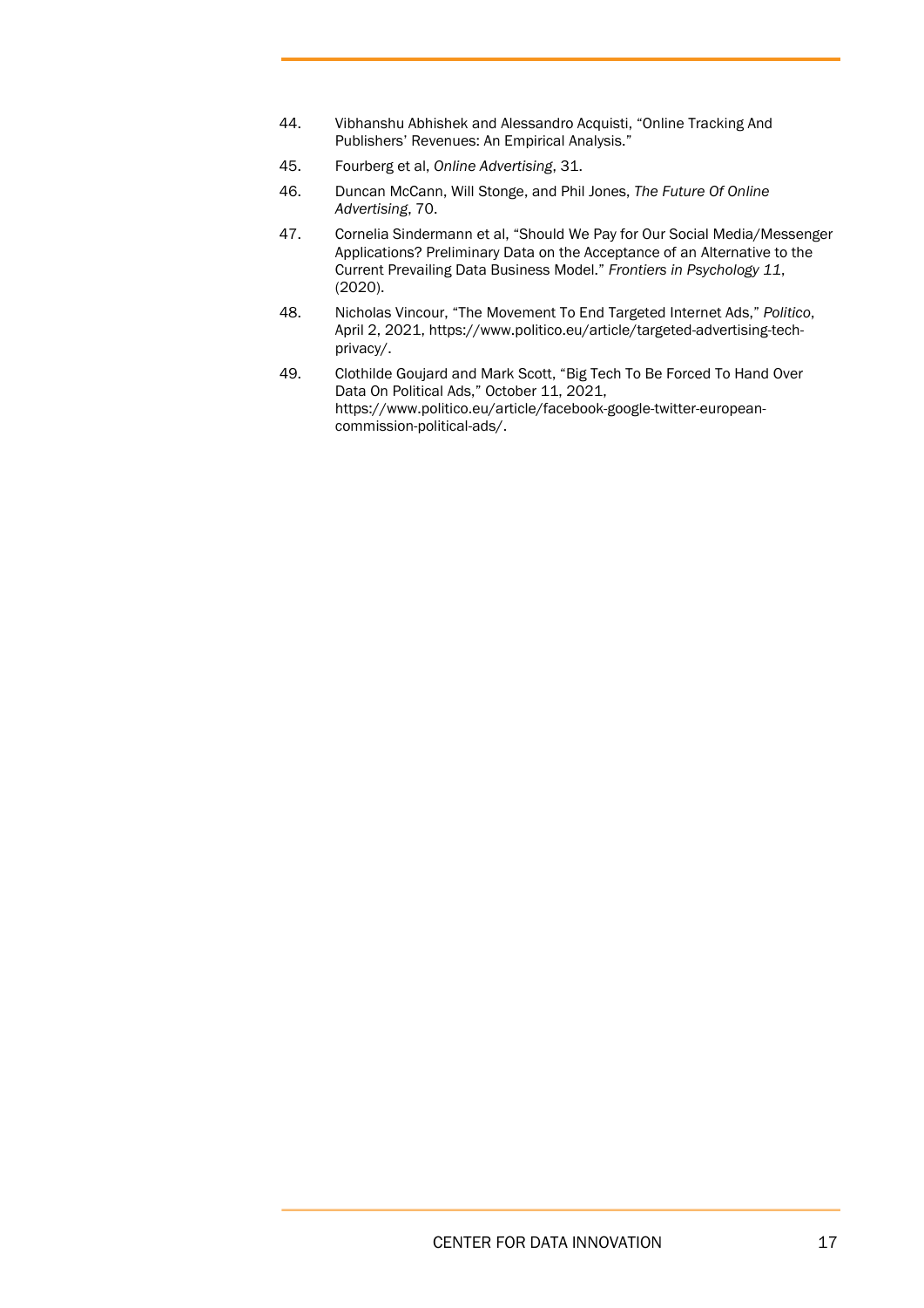44. Vibhanshu Abhishek and Alessandro Acquisti, "Online Tracking And Publishers' Revenues: An Empirical Analysis."
45. Fourberg et al, *Online Advertising*, 31.
46. Duncan McCann, Will Stonge, and Phil Jones, *The Future Of Online Advertising*, 70.
47. Cornelia Sindermann et al, "Should We Pay for Our Social Media/Messenger Applications? Preliminary Data on the Acceptance of an Alternative to the Current Prevailing Data Business Model." *Frontiers in Psychology 11*, (2020).
48. Nicholas Vincour, "The Movement To End Targeted Internet Ads," *Politico*, April 2, 2021, https://www.politico.eu/article/targeted-advertising-tech-privacy/.
49. Clothilde Goujard and Mark Scott, "Big Tech To Be Forced To Hand Over Data On Political Ads," October 11, 2021, https://www.politico.eu/article/facebook-google-twitter-european-commission-political-ads/.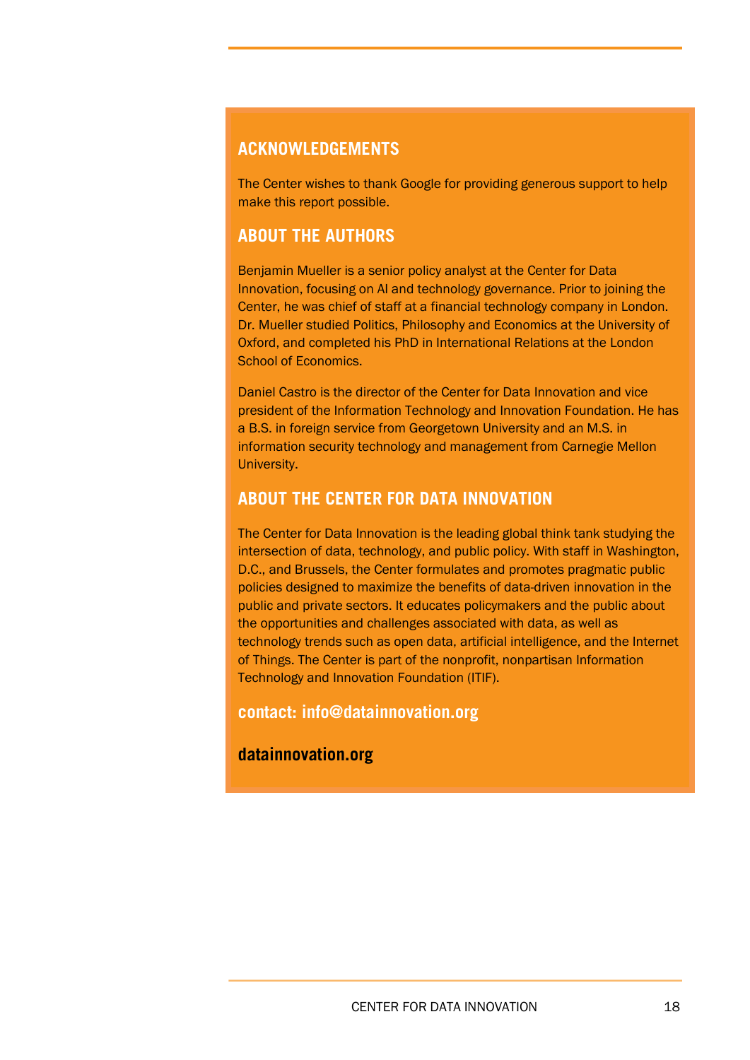## ACKNOWLEDGEMENTS

The Center wishes to thank Google for providing generous support to help make this report possible.

## ABOUT THE AUTHORS

Benjamin Mueller is a senior policy analyst at the Center for Data Innovation, focusing on AI and technology governance. Prior to joining the Center, he was chief of staff at a financial technology company in London. Dr. Mueller studied Politics, Philosophy and Economics at the University of Oxford, and completed his PhD in International Relations at the London School of Economics.

Daniel Castro is the director of the Center for Data Innovation and vice president of the Information Technology and Innovation Foundation. He has a B.S. in foreign service from Georgetown University and an M.S. in information security technology and management from Carnegie Mellon University.

## ABOUT THE CENTER FOR DATA INNOVATION

The Center for Data Innovation is the leading global think tank studying the intersection of data, technology, and public policy. With staff in Washington, D.C., and Brussels, the Center formulates and promotes pragmatic public policies designed to maximize the benefits of data-driven innovation in the public and private sectors. It educates policymakers and the public about the opportunities and challenges associated with data, as well as technology trends such as open data, artificial intelligence, and the Internet of Things. The Center is part of the nonprofit, nonpartisan Information Technology and Innovation Foundation (ITIF).

**contact: info@datainnovation.org**

**datainnovation.org**